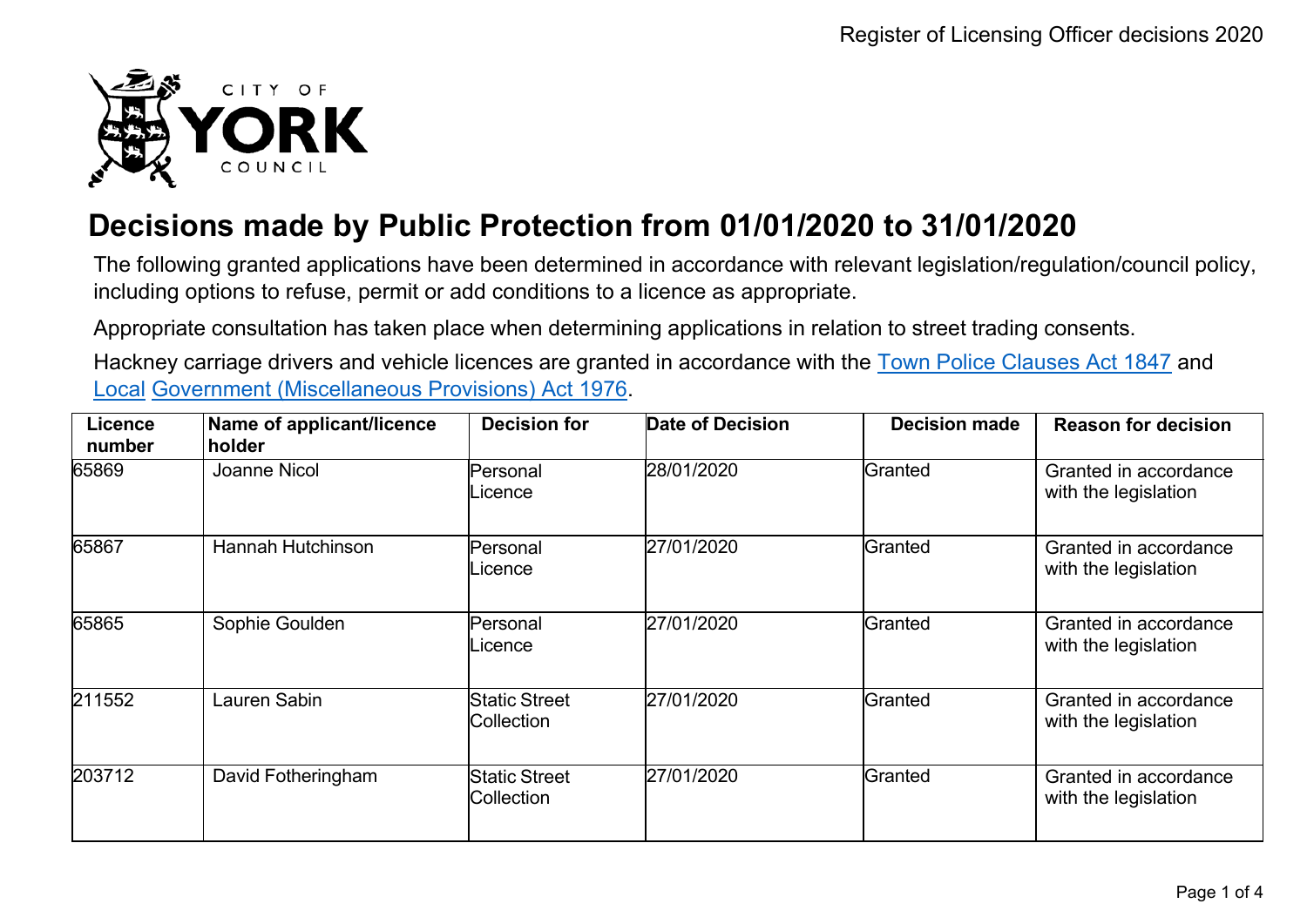# Decisions made by Public Protection from 01/01/2020 to 31/01/2020

The following granted applications have been determined in accordance with relevant legislation/regulation/council policy, including options to refuse, permit or add conditions to a licence as appropriate.

Appropriate consultation has taken place when determining applications in relation to street trading consents.

Hackney carriage drivers and vehicle licences are granted in accordance with the Town Police Clauses Act 1847 and Local Government (Miscellaneous Provisions) Act 1976.

| Licence number | Name of applicant/licence holder | Decision for | Date of Decision | Decision made | Reason for decision |
|---|---|---|---|---|---|
| 65869 | Joanne Nicol | Personal Licence | 28/01/2020 | Granted | Granted in accordance with the legislation |
| 65867 | Hannah Hutchinson | Personal Licence | 27/01/2020 | Granted | Granted in accordance with the legislation |
| 65865 | Sophie Goulden | Personal Licence | 27/01/2020 | Granted | Granted in accordance with the legislation |
| 211552 | Lauren Sabin | Static Street Collection | 27/01/2020 | Granted | Granted in accordance with the legislation |
| 203712 | David Fotheringham | Static Street Collection | 27/01/2020 | Granted | Granted in accordance with the legislation |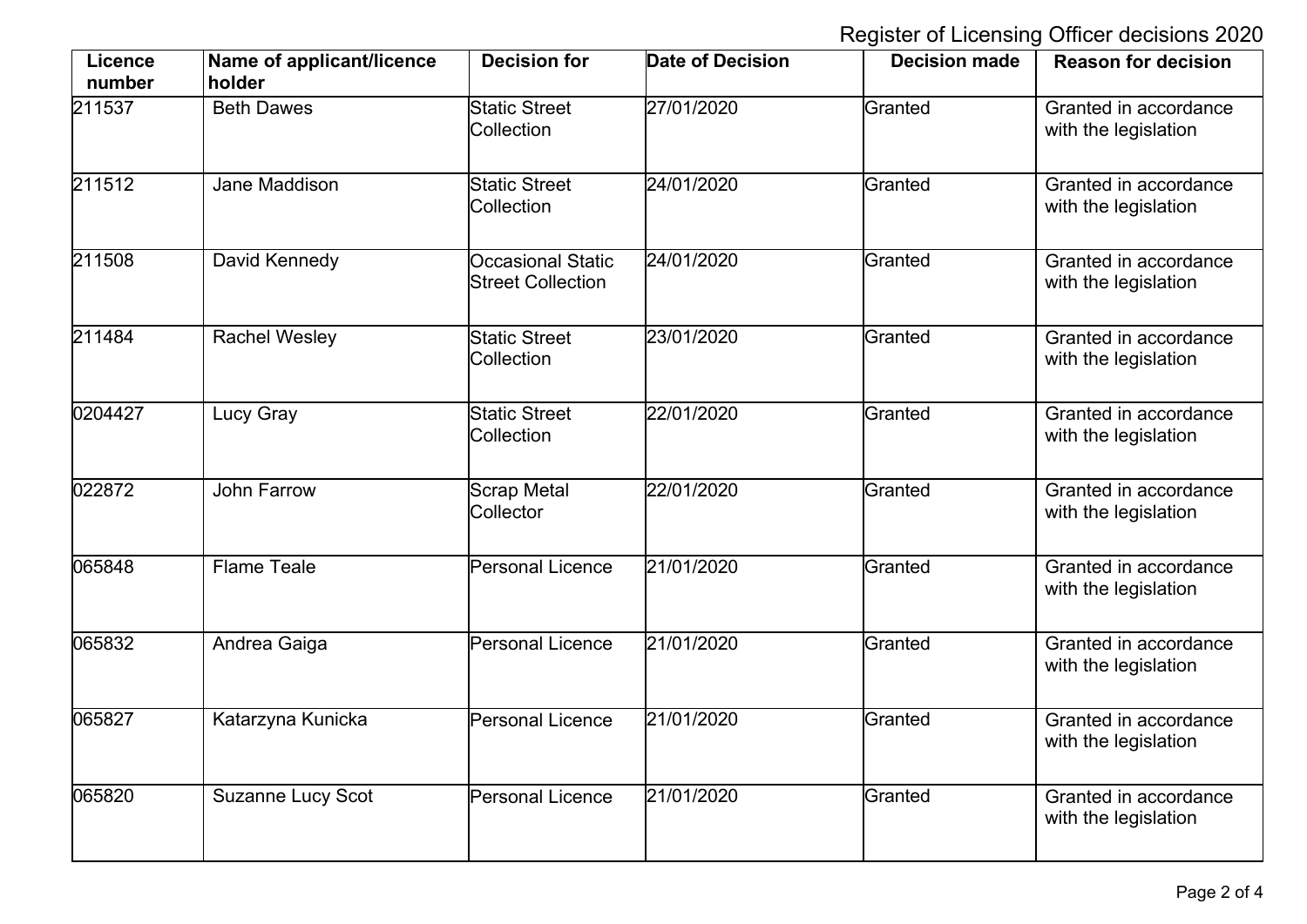Register of Licensing Officer decisions 2020

| Licence number | Name of applicant/licence holder | Decision for | Date of Decision | Decision made | Reason for decision |
|---|---|---|---|---|---|
| 211537 | Beth Dawes | Static Street Collection | 27/01/2020 | Granted | Granted in accordance with the legislation |
| 211512 | Jane Maddison | Static Street Collection | 24/01/2020 | Granted | Granted in accordance with the legislation |
| 211508 | David Kennedy | Occasional Static Street Collection | 24/01/2020 | Granted | Granted in accordance with the legislation |
| 211484 | Rachel Wesley | Static Street Collection | 23/01/2020 | Granted | Granted in accordance with the legislation |
| 0204427 | Lucy Gray | Static Street Collection | 22/01/2020 | Granted | Granted in accordance with the legislation |
| 022872 | John Farrow | Scrap Metal Collector | 22/01/2020 | Granted | Granted in accordance with the legislation |
| 065848 | Flame Teale | Personal Licence | 21/01/2020 | Granted | Granted in accordance with the legislation |
| 065832 | Andrea Gaiga | Personal Licence | 21/01/2020 | Granted | Granted in accordance with the legislation |
| 065827 | Katarzyna Kunicka | Personal Licence | 21/01/2020 | Granted | Granted in accordance with the legislation |
| 065820 | Suzanne Lucy Scot | Personal Licence | 21/01/2020 | Granted | Granted in accordance with the legislation |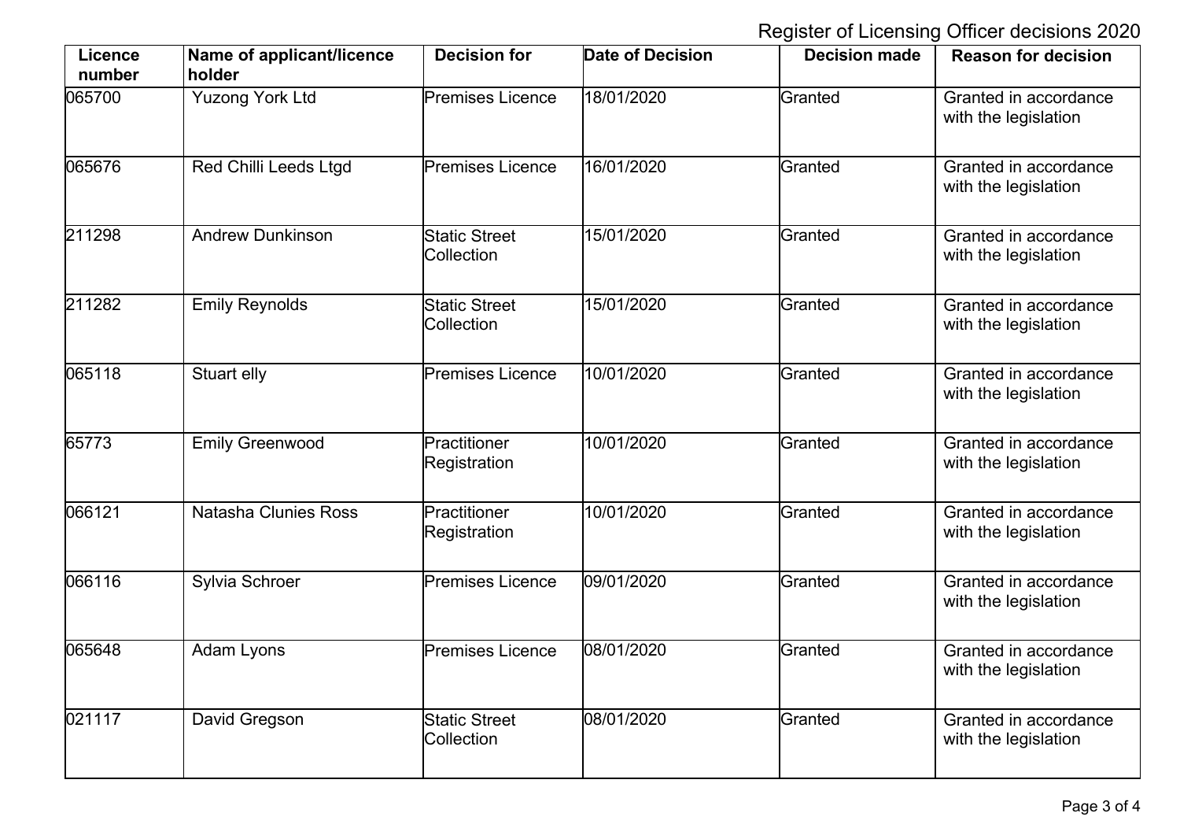Register of Licensing Officer decisions 2020

| Licence number | Name of applicant/licence holder | Decision for | Date of Decision | Decision made | Reason for decision |
|---|---|---|---|---|---|
| 065700 | Yuzong York Ltd | Premises Licence | 18/01/2020 | Granted | Granted in accordance with the legislation |
| 065676 | Red Chilli Leeds Ltgd | Premises Licence | 16/01/2020 | Granted | Granted in accordance with the legislation |
| 211298 | Andrew Dunkinson | Static Street Collection | 15/01/2020 | Granted | Granted in accordance with the legislation |
| 211282 | Emily Reynolds | Static Street Collection | 15/01/2020 | Granted | Granted in accordance with the legislation |
| 065118 | Stuart elly | Premises Licence | 10/01/2020 | Granted | Granted in accordance with the legislation |
| 65773 | Emily Greenwood | Practitioner Registration | 10/01/2020 | Granted | Granted in accordance with the legislation |
| 066121 | Natasha Clunies Ross | Practitioner Registration | 10/01/2020 | Granted | Granted in accordance with the legislation |
| 066116 | Sylvia Schroer | Premises Licence | 09/01/2020 | Granted | Granted in accordance with the legislation |
| 065648 | Adam Lyons | Premises Licence | 08/01/2020 | Granted | Granted in accordance with the legislation |
| 021117 | David Gregson | Static Street Collection | 08/01/2020 | Granted | Granted in accordance with the legislation |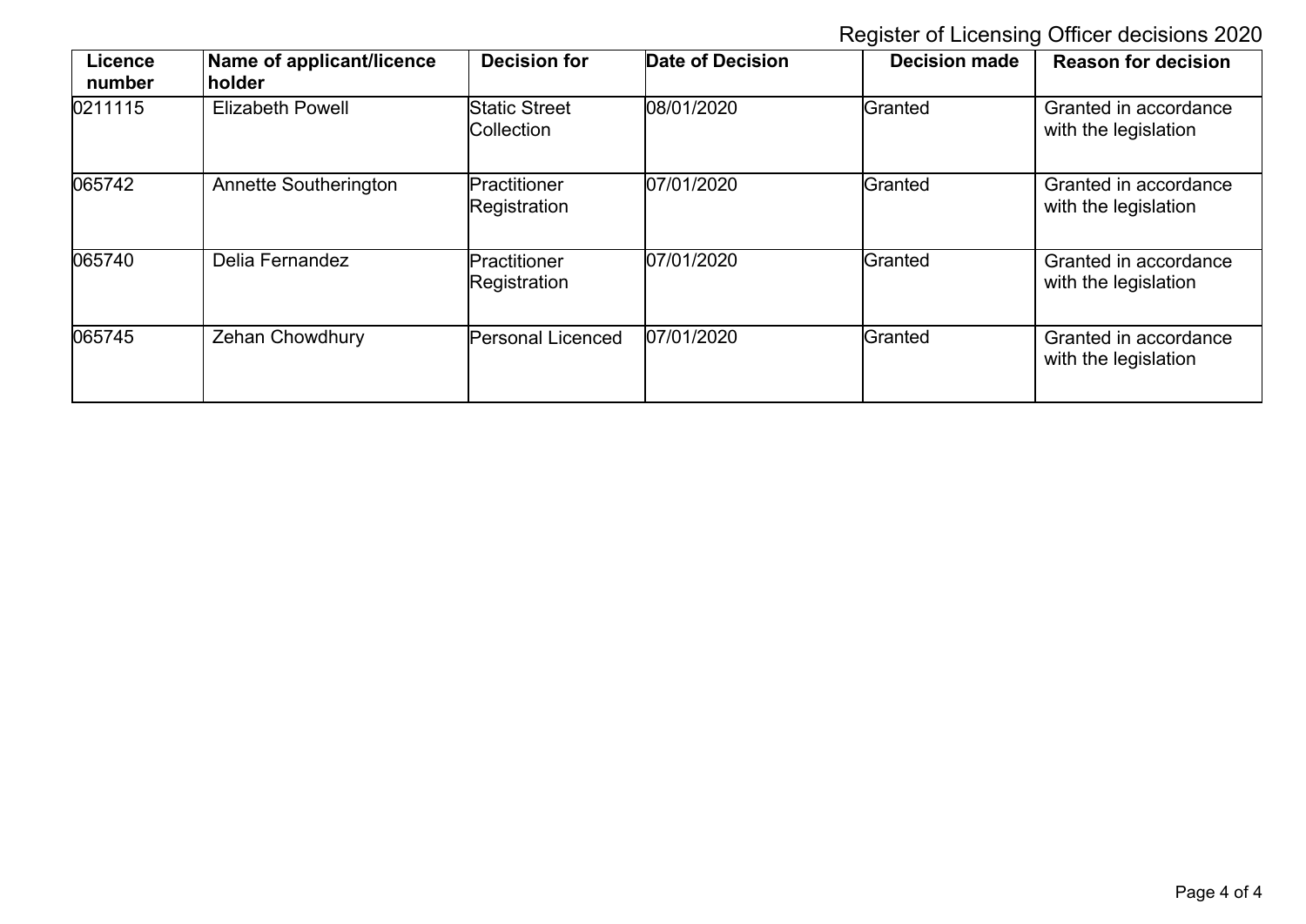Register of Licensing Officer decisions 2020

| Licence number | Name of applicant/licence holder | Decision for | Date of Decision | Decision made | Reason for decision |
| --- | --- | --- | --- | --- | --- |
| 0211115 | Elizabeth Powell | Static Street Collection | 08/01/2020 | Granted | Granted in accordance with the legislation |
| 065742 | Annette Southerington | Practitioner Registration | 07/01/2020 | Granted | Granted in accordance with the legislation |
| 065740 | Delia Fernandez | Practitioner Registration | 07/01/2020 | Granted | Granted in accordance with the legislation |
| 065745 | Zehan Chowdhury | Personal Licenced | 07/01/2020 | Granted | Granted in accordance with the legislation |